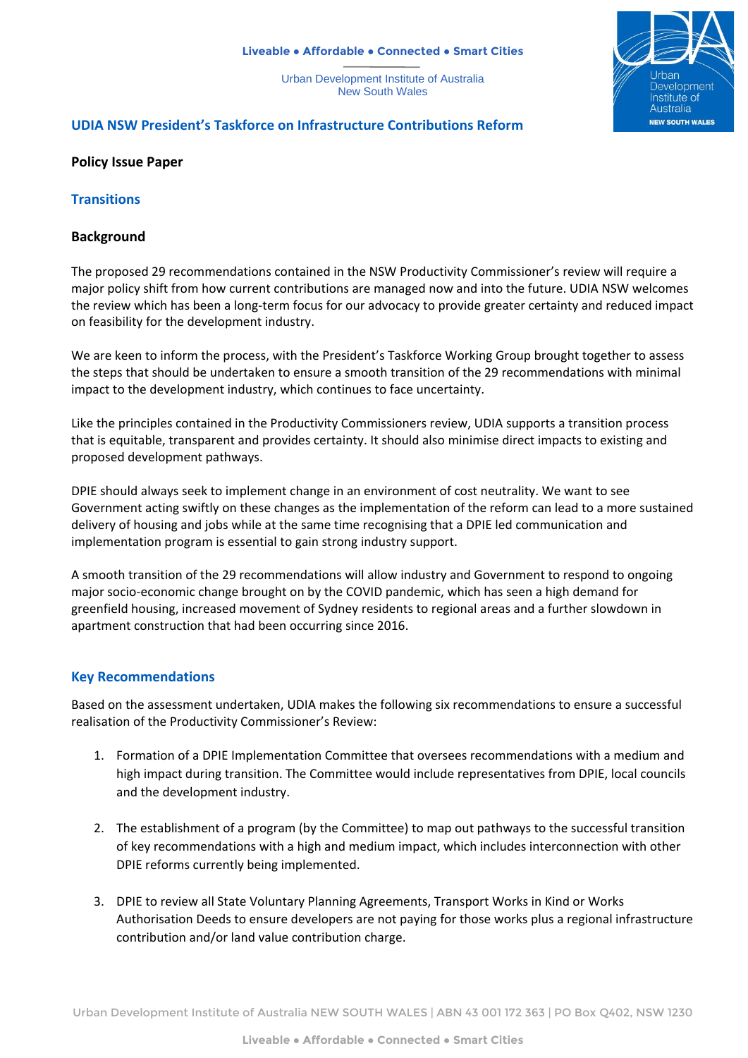Liveable • Affordable • Connected • Smart Cities

Urban Development Institute of Australia
New South Wales

## UDIA NSW President's Taskforce on Infrastructure Contributions Reform

**Policy Issue Paper**

## Transitions

### Background

The proposed 29 recommendations contained in the NSW Productivity Commissioner's review will require a major policy shift from how current contributions are managed now and into the future. UDIA NSW welcomes the review which has been a long-term focus for our advocacy to provide greater certainty and reduced impact on feasibility for the development industry.

We are keen to inform the process, with the President's Taskforce Working Group brought together to assess the steps that should be undertaken to ensure a smooth transition of the 29 recommendations with minimal impact to the development industry, which continues to face uncertainty.

Like the principles contained in the Productivity Commissioners review, UDIA supports a transition process that is equitable, transparent and provides certainty. It should also minimise direct impacts to existing and proposed development pathways.

DPIE should always seek to implement change in an environment of cost neutrality. We want to see Government acting swiftly on these changes as the implementation of the reform can lead to a more sustained delivery of housing and jobs while at the same time recognising that a DPIE led communication and implementation program is essential to gain strong industry support.

A smooth transition of the 29 recommendations will allow industry and Government to respond to ongoing major socio-economic change brought on by the COVID pandemic, which has seen a high demand for greenfield housing, increased movement of Sydney residents to regional areas and a further slowdown in apartment construction that had been occurring since 2016.

## Key Recommendations

Based on the assessment undertaken, UDIA makes the following six recommendations to ensure a successful realisation of the Productivity Commissioner's Review:

1. Formation of a DPIE Implementation Committee that oversees recommendations with a medium and high impact during transition. The Committee would include representatives from DPIE, local councils and the development industry.

2. The establishment of a program (by the Committee) to map out pathways to the successful transition of key recommendations with a high and medium impact, which includes interconnection with other DPIE reforms currently being implemented.

3. DPIE to review all State Voluntary Planning Agreements, Transport Works in Kind or Works Authorisation Deeds to ensure developers are not paying for those works plus a regional infrastructure contribution and/or land value contribution charge.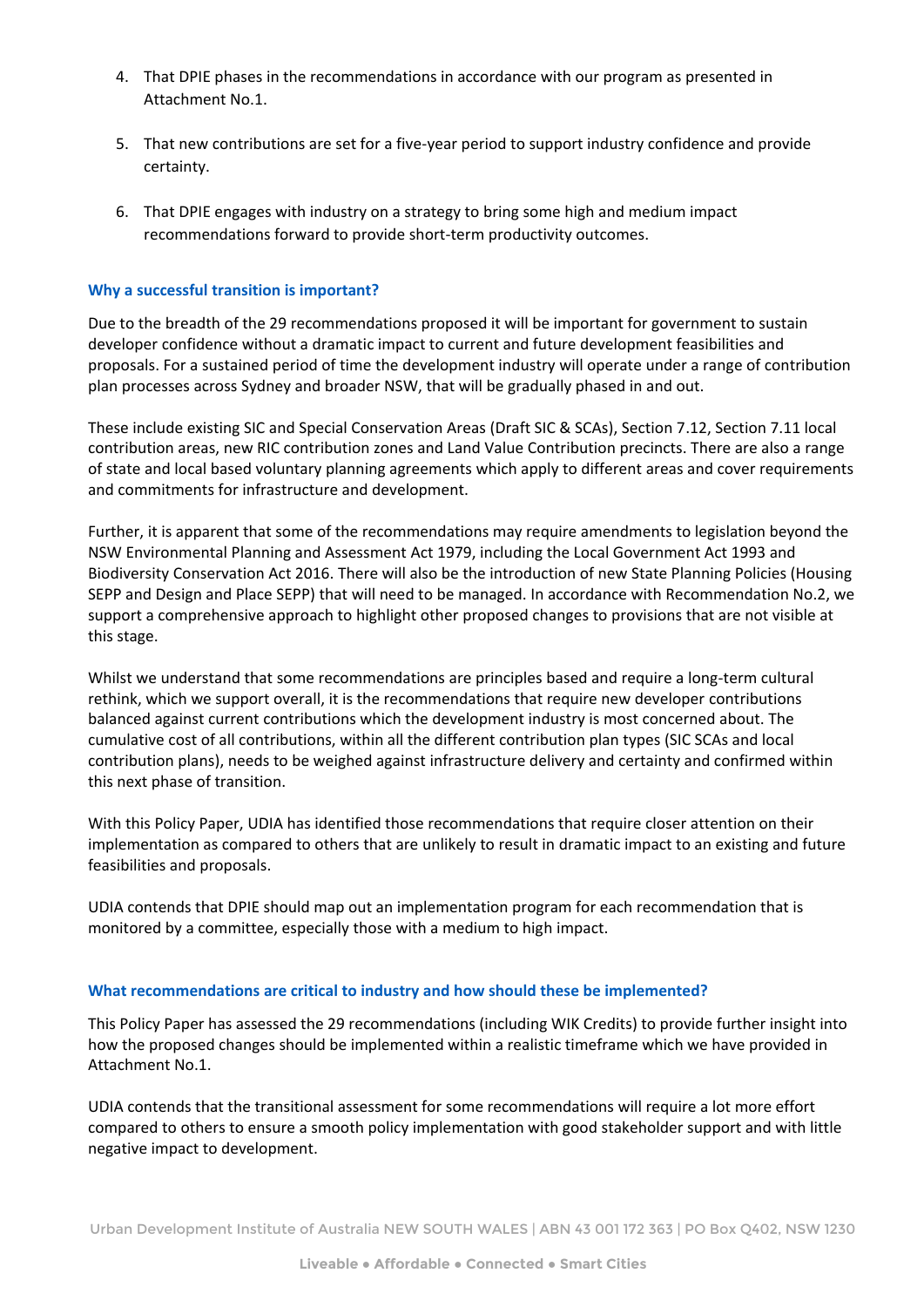4. That DPIE phases in the recommendations in accordance with our program as presented in Attachment No.1.

5. That new contributions are set for a five-year period to support industry confidence and provide certainty.

6. That DPIE engages with industry on a strategy to bring some high and medium impact recommendations forward to provide short-term productivity outcomes.

### Why a successful transition is important?

Due to the breadth of the 29 recommendations proposed it will be important for government to sustain developer confidence without a dramatic impact to current and future development feasibilities and proposals. For a sustained period of time the development industry will operate under a range of contribution plan processes across Sydney and broader NSW, that will be gradually phased in and out.

These include existing SIC and Special Conservation Areas (Draft SIC & SCAs), Section 7.12, Section 7.11 local contribution areas, new RIC contribution zones and Land Value Contribution precincts. There are also a range of state and local based voluntary planning agreements which apply to different areas and cover requirements and commitments for infrastructure and development.

Further, it is apparent that some of the recommendations may require amendments to legislation beyond the NSW Environmental Planning and Assessment Act 1979, including the Local Government Act 1993 and Biodiversity Conservation Act 2016. There will also be the introduction of new State Planning Policies (Housing SEPP and Design and Place SEPP) that will need to be managed. In accordance with Recommendation No.2, we support a comprehensive approach to highlight other proposed changes to provisions that are not visible at this stage.

Whilst we understand that some recommendations are principles based and require a long-term cultural rethink, which we support overall, it is the recommendations that require new developer contributions balanced against current contributions which the development industry is most concerned about. The cumulative cost of all contributions, within all the different contribution plan types (SIC SCAs and local contribution plans), needs to be weighed against infrastructure delivery and certainty and confirmed within this next phase of transition.

With this Policy Paper, UDIA has identified those recommendations that require closer attention on their implementation as compared to others that are unlikely to result in dramatic impact to an existing and future feasibilities and proposals.

UDIA contends that DPIE should map out an implementation program for each recommendation that is monitored by a committee, especially those with a medium to high impact.

### What recommendations are critical to industry and how should these be implemented?

This Policy Paper has assessed the 29 recommendations (including WIK Credits) to provide further insight into how the proposed changes should be implemented within a realistic timeframe which we have provided in Attachment No.1.

UDIA contends that the transitional assessment for some recommendations will require a lot more effort compared to others to ensure a smooth policy implementation with good stakeholder support and with little negative impact to development.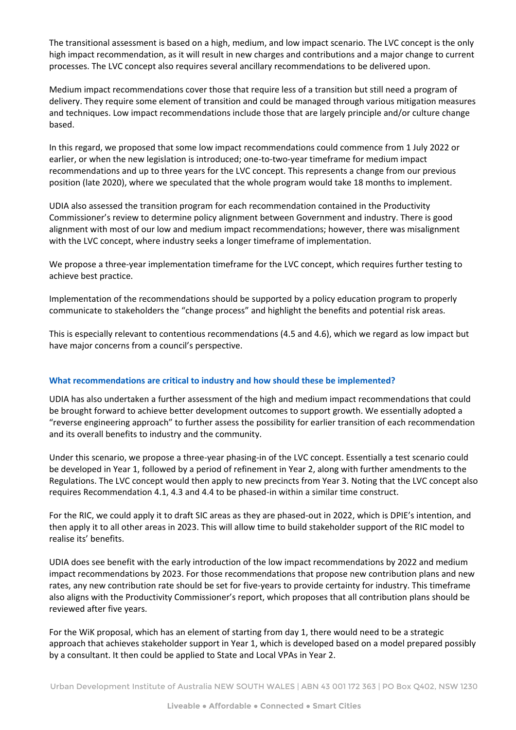The transitional assessment is based on a high, medium, and low impact scenario. The LVC concept is the only high impact recommendation, as it will result in new charges and contributions and a major change to current processes. The LVC concept also requires several ancillary recommendations to be delivered upon.

Medium impact recommendations cover those that require less of a transition but still need a program of delivery. They require some element of transition and could be managed through various mitigation measures and techniques. Low impact recommendations include those that are largely principle and/or culture change based.

In this regard, we proposed that some low impact recommendations could commence from 1 July 2022 or earlier, or when the new legislation is introduced; one-to-two-year timeframe for medium impact recommendations and up to three years for the LVC concept. This represents a change from our previous position (late 2020), where we speculated that the whole program would take 18 months to implement.

UDIA also assessed the transition program for each recommendation contained in the Productivity Commissioner's review to determine policy alignment between Government and industry. There is good alignment with most of our low and medium impact recommendations; however, there was misalignment with the LVC concept, where industry seeks a longer timeframe of implementation.

We propose a three-year implementation timeframe for the LVC concept, which requires further testing to achieve best practice.

Implementation of the recommendations should be supported by a policy education program to properly communicate to stakeholders the "change process" and highlight the benefits and potential risk areas.

This is especially relevant to contentious recommendations (4.5 and 4.6), which we regard as low impact but have major concerns from a council's perspective.

### What recommendations are critical to industry and how should these be implemented?

UDIA has also undertaken a further assessment of the high and medium impact recommendations that could be brought forward to achieve better development outcomes to support growth. We essentially adopted a "reverse engineering approach" to further assess the possibility for earlier transition of each recommendation and its overall benefits to industry and the community.

Under this scenario, we propose a three-year phasing-in of the LVC concept. Essentially a test scenario could be developed in Year 1, followed by a period of refinement in Year 2, along with further amendments to the Regulations. The LVC concept would then apply to new precincts from Year 3. Noting that the LVC concept also requires Recommendation 4.1, 4.3 and 4.4 to be phased-in within a similar time construct.

For the RIC, we could apply it to draft SIC areas as they are phased-out in 2022, which is DPIE's intention, and then apply it to all other areas in 2023. This will allow time to build stakeholder support of the RIC model to realise its' benefits.

UDIA does see benefit with the early introduction of the low impact recommendations by 2022 and medium impact recommendations by 2023. For those recommendations that propose new contribution plans and new rates, any new contribution rate should be set for five-years to provide certainty for industry. This timeframe also aligns with the Productivity Commissioner's report, which proposes that all contribution plans should be reviewed after five years.

For the WiK proposal, which has an element of starting from day 1, there would need to be a strategic approach that achieves stakeholder support in Year 1, which is developed based on a model prepared possibly by a consultant. It then could be applied to State and Local VPAs in Year 2.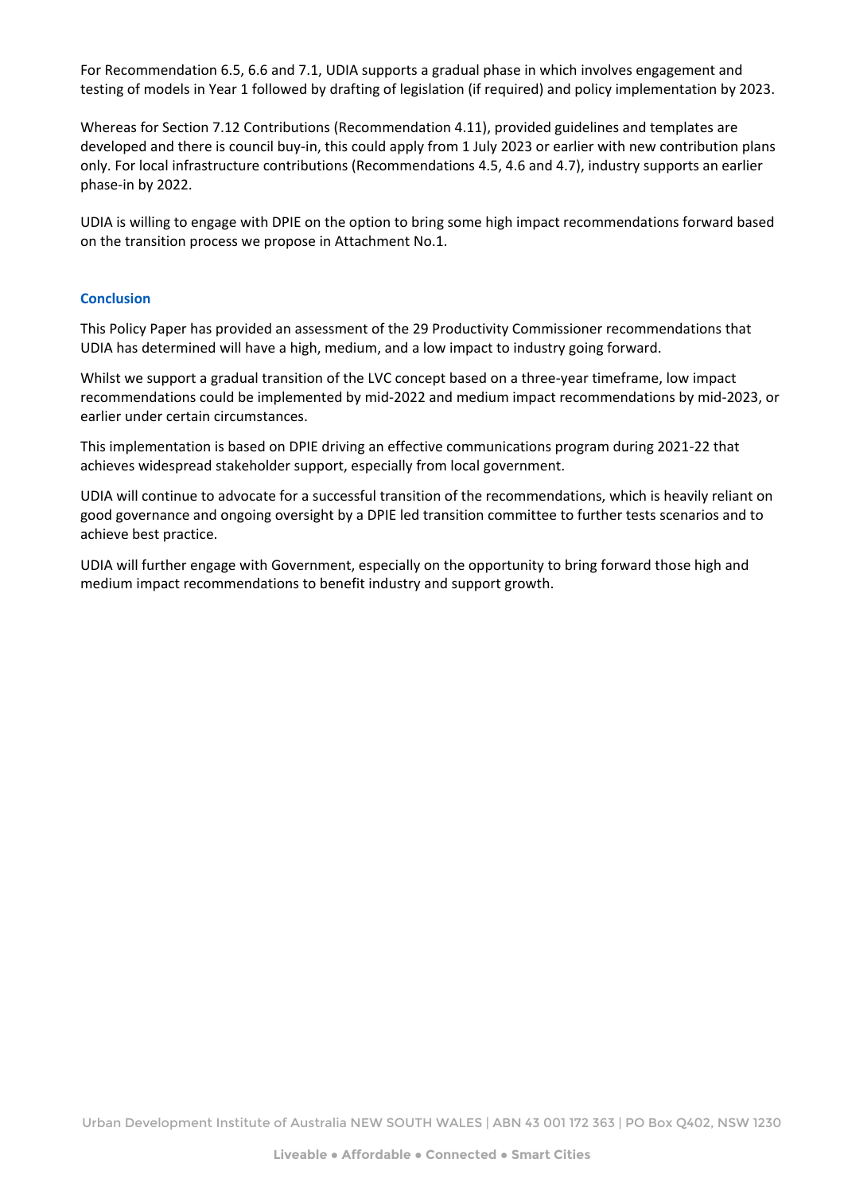For Recommendation 6.5, 6.6 and 7.1, UDIA supports a gradual phase in which involves engagement and testing of models in Year 1 followed by drafting of legislation (if required) and policy implementation by 2023.

Whereas for Section 7.12 Contributions (Recommendation 4.11), provided guidelines and templates are developed and there is council buy-in, this could apply from 1 July 2023 or earlier with new contribution plans only. For local infrastructure contributions (Recommendations 4.5, 4.6 and 4.7), industry supports an earlier phase-in by 2022.

UDIA is willing to engage with DPIE on the option to bring some high impact recommendations forward based on the transition process we propose in Attachment No.1.

### Conclusion

This Policy Paper has provided an assessment of the 29 Productivity Commissioner recommendations that UDIA has determined will have a high, medium, and a low impact to industry going forward.

Whilst we support a gradual transition of the LVC concept based on a three-year timeframe, low impact recommendations could be implemented by mid-2022 and medium impact recommendations by mid-2023, or earlier under certain circumstances.

This implementation is based on DPIE driving an effective communications program during 2021-22 that achieves widespread stakeholder support, especially from local government.

UDIA will continue to advocate for a successful transition of the recommendations, which is heavily reliant on good governance and ongoing oversight by a DPIE led transition committee to further tests scenarios and to achieve best practice.

UDIA will further engage with Government, especially on the opportunity to bring forward those high and medium impact recommendations to benefit industry and support growth.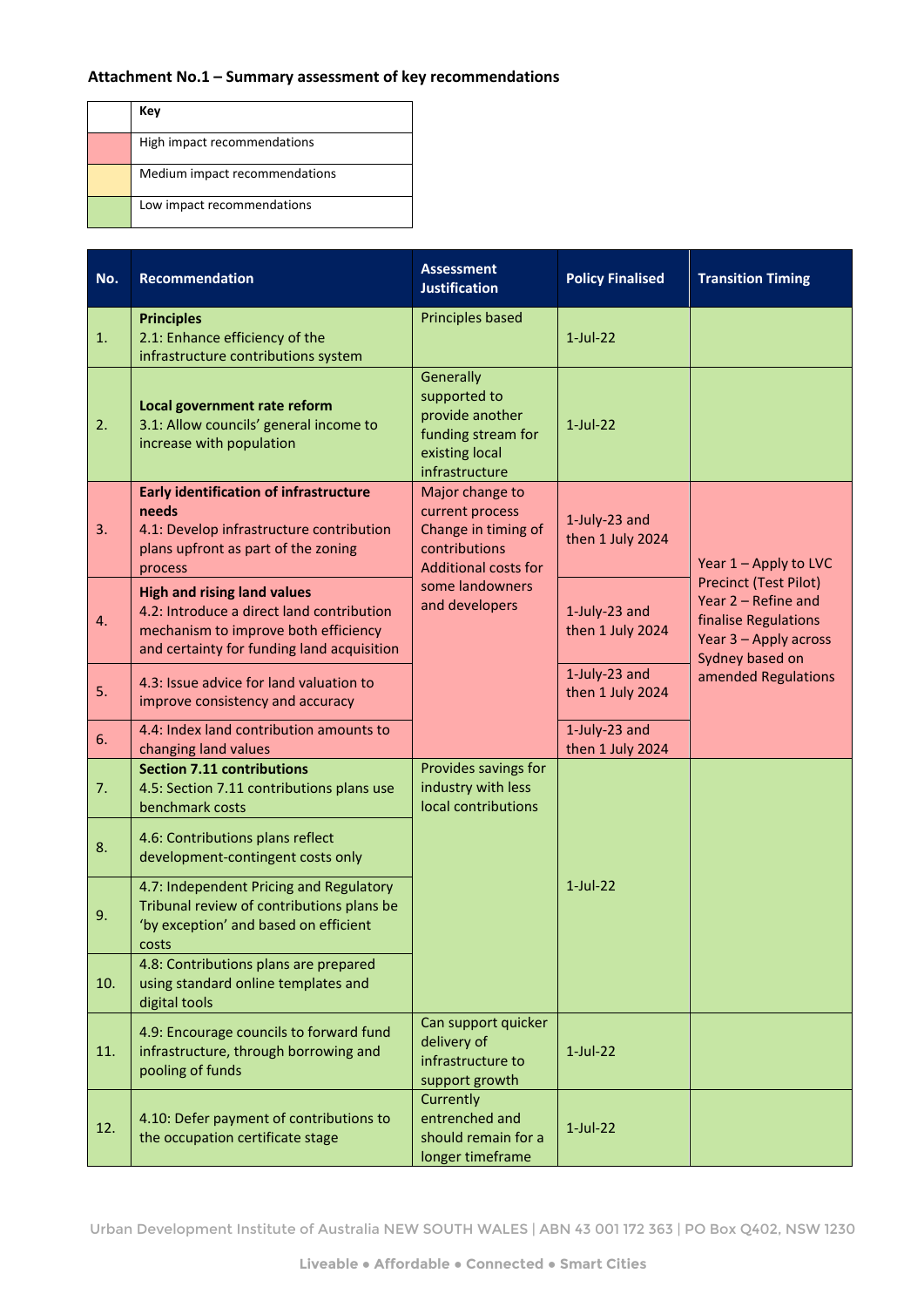**Attachment No.1 – Summary assessment of key recommendations**

| | Key |
|---|---|
| | High impact recommendations |
| | Medium impact recommendations |
| | Low impact recommendations |

| No. | Recommendation | Assessment Justification | Policy Finalised | Transition Timing |
|---|---|---|---|---|
| 1. | **Principles** 2.1: Enhance efficiency of the infrastructure contributions system | Principles based | 1-Jul-22 | |
| 2. | **Local government rate reform** 3.1: Allow councils' general income to increase with population | Generally supported to provide another funding stream for existing local infrastructure | 1-Jul-22 | |
| 3. | **Early identification of infrastructure needs** 4.1: Develop infrastructure contribution plans upfront as part of the zoning process | Major change to current process Change in timing of contributions Additional costs for some landowners and developers | 1-July-23 and then 1 July 2024 | Year 1 – Apply to LVC Precinct (Test Pilot) Year 2 – Refine and finalise Regulations Year 3 – Apply across Sydney based on amended Regulations |
| 4. | **High and rising land values** 4.2: Introduce a direct land contribution mechanism to improve both efficiency and certainty for funding land acquisition | | 1-July-23 and then 1 July 2024 | |
| 5. | 4.3: Issue advice for land valuation to improve consistency and accuracy | | 1-July-23 and then 1 July 2024 | |
| 6. | 4.4: Index land contribution amounts to changing land values | | 1-July-23 and then 1 July 2024 | |
| 7. | **Section 7.11 contributions** 4.5: Section 7.11 contributions plans use benchmark costs | Provides savings for industry with less local contributions | 1-Jul-22 | |
| 8. | 4.6: Contributions plans reflect development-contingent costs only | | | |
| 9. | 4.7: Independent Pricing and Regulatory Tribunal review of contributions plans be 'by exception' and based on efficient costs | | | |
| 10. | 4.8: Contributions plans are prepared using standard online templates and digital tools | | | |
| 11. | 4.9: Encourage councils to forward fund infrastructure, through borrowing and pooling of funds | Can support quicker delivery of infrastructure to support growth | 1-Jul-22 | |
| 12. | 4.10: Defer payment of contributions to the occupation certificate stage | Currently entrenched and should remain for a longer timeframe | 1-Jul-22 | |

Urban Development Institute of Australia NEW SOUTH WALES | ABN 43 001 172 363 | PO Box Q402, NSW 1230

Liveable ● Affordable ● Connected ● Smart Cities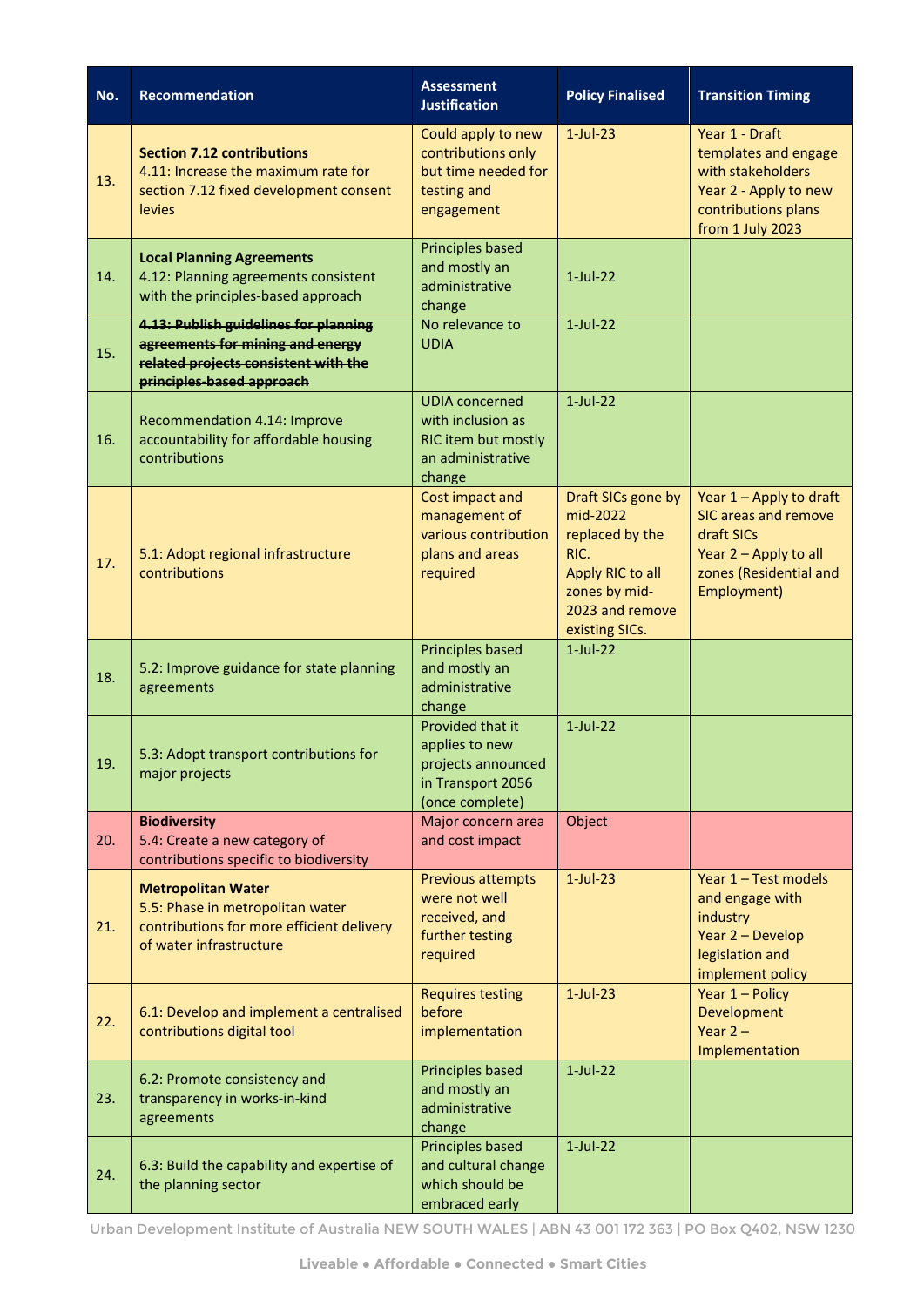| No. | Recommendation | Assessment Justification | Policy Finalised | Transition Timing |
|---|---|---|---|---|
| 13. | **Section 7.12 contributions**<br>4.11: Increase the maximum rate for section 7.12 fixed development consent levies | Could apply to new contributions only but time needed for testing and engagement | 1-Jul-23 | Year 1 - Draft templates and engage with stakeholders<br>Year 2 - Apply to new contributions plans from 1 July 2023 |
| 14. | **Local Planning Agreements**<br>4.12: Planning agreements consistent with the principles-based approach | Principles based and mostly an administrative change | 1-Jul-22 | |
| 15. | ~~**4.13: Publish guidelines for planning agreements for mining and energy related projects consistent with the principles-based approach**~~ | No relevance to UDIA | 1-Jul-22 | |
| 16. | Recommendation 4.14: Improve accountability for affordable housing contributions | UDIA concerned with inclusion as RIC item but mostly an administrative change | 1-Jul-22 | |
| 17. | 5.1: Adopt regional infrastructure contributions | Cost impact and management of various contribution plans and areas required | Draft SICs gone by mid-2022 replaced by the RIC.<br>Apply RIC to all zones by mid-2023 and remove existing SICs. | Year 1 – Apply to draft SIC areas and remove draft SICs<br>Year 2 – Apply to all zones (Residential and Employment) |
| 18. | 5.2: Improve guidance for state planning agreements | Principles based and mostly an administrative change | 1-Jul-22 | |
| 19. | 5.3: Adopt transport contributions for major projects | Provided that it applies to new projects announced in Transport 2056 (once complete) | 1-Jul-22 | |
| 20. | **Biodiversity**<br>5.4: Create a new category of contributions specific to biodiversity | Major concern area and cost impact | Object | |
| 21. | **Metropolitan Water**<br>5.5: Phase in metropolitan water contributions for more efficient delivery of water infrastructure | Previous attempts were not well received, and further testing required | 1-Jul-23 | Year 1 – Test models and engage with industry<br>Year 2 – Develop legislation and implement policy |
| 22. | 6.1: Develop and implement a centralised contributions digital tool | Requires testing before implementation | 1-Jul-23 | Year 1 – Policy Development<br>Year 2 – Implementation |
| 23. | 6.2: Promote consistency and transparency in works-in-kind agreements | Principles based and mostly an administrative change | 1-Jul-22 | |
| 24. | 6.3: Build the capability and expertise of the planning sector | Principles based and cultural change which should be embraced early | 1-Jul-22 | |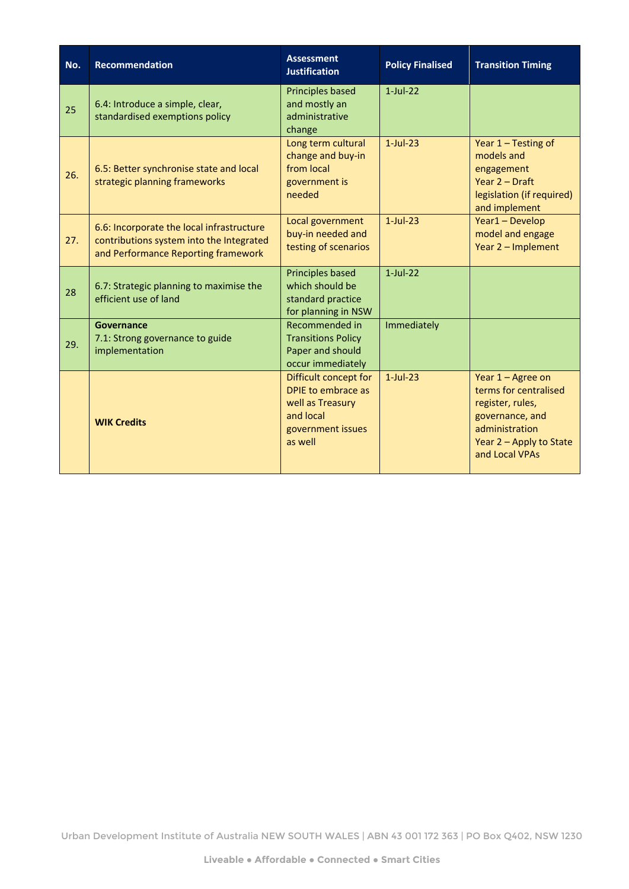| No. | Recommendation | Assessment Justification | Policy Finalised | Transition Timing |
|---|---|---|---|---|
| 25 | 6.4: Introduce a simple, clear, standardised exemptions policy | Principles based and mostly an administrative change | 1-Jul-22 | |
| 26. | 6.5: Better synchronise state and local strategic planning frameworks | Long term cultural change and buy-in from local government is needed | 1-Jul-23 | Year 1 – Testing of models and engagement<br>Year 2 – Draft legislation (if required) and implement |
| 27. | 6.6: Incorporate the local infrastructure contributions system into the Integrated and Performance Reporting framework | Local government buy-in needed and testing of scenarios | 1-Jul-23 | Year1 – Develop model and engage<br>Year 2 – Implement |
| 28 | 6.7: Strategic planning to maximise the efficient use of land | Principles based which should be standard practice for planning in NSW | 1-Jul-22 | |
| 29. | **Governance**<br>7.1: Strong governance to guide implementation | Recommended in Transitions Policy Paper and should occur immediately | Immediately | |
| | **WIK Credits** | Difficult concept for DPIE to embrace as well as Treasury and local government issues as well | 1-Jul-23 | Year 1 – Agree on terms for centralised register, rules, governance, and administration<br>Year 2 – Apply to State and Local VPAs |